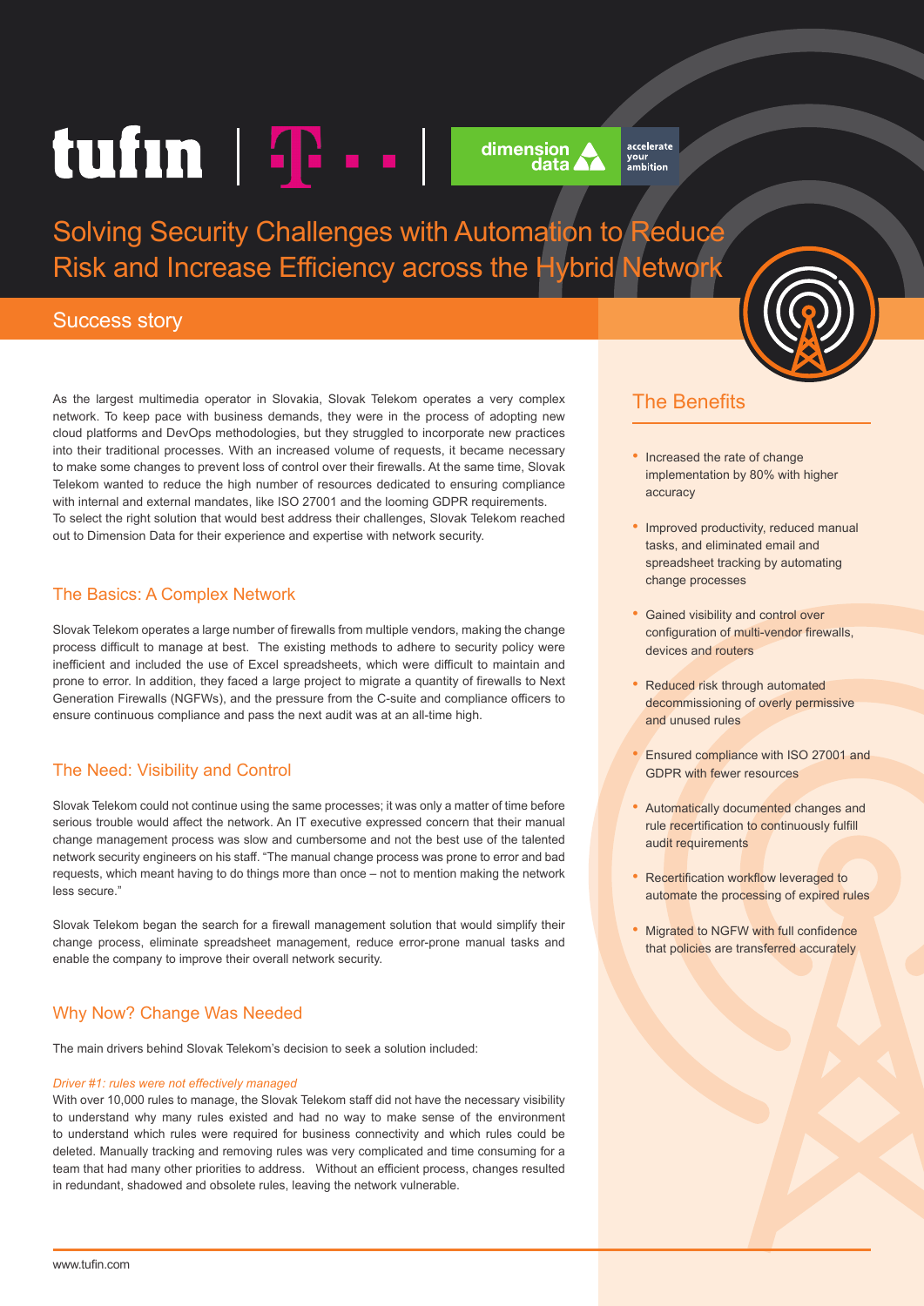# Solving Security Challenges with Automation to Reduce Risk and Increase Efficiency across the Hybrid Network

## Success story

As the largest multimedia operator in Slovakia, Slovak Telekom operates a very complex network. To keep pace with business demands, they were in the process of adopting new cloud platforms and DevOps methodologies, but they struggled to incorporate new practices into their traditional processes. With an increased volume of requests, it became necessary to make some changes to prevent loss of control over their firewalls. At the same time, Slovak Telekom wanted to reduce the high number of resources dedicated to ensuring compliance with internal and external mandates, like ISO 27001 and the looming GDPR requirements. To select the right solution that would best address their challenges, Slovak Telekom reached out to Dimension Data for their experience and expertise with network security.

## The Basics: A Complex Network

Slovak Telekom operates a large number of firewalls from multiple vendors, making the change process difficult to manage at best. The existing methods to adhere to security policy were inefficient and included the use of Excel spreadsheets, which were difficult to maintain and prone to error. In addition, they faced a large project to migrate a quantity of firewalls to Next Generation Firewalls (NGFWs), and the pressure from the C-suite and compliance officers to ensure continuous compliance and pass the next audit was at an all-time high.

## The Need: Visibility and Control

Slovak Telekom could not continue using the same processes; it was only a matter of time before serious trouble would affect the network. An IT executive expressed concern that their manual change management process was slow and cumbersome and not the best use of the talented network security engineers on his staff. "The manual change process was prone to error and bad requests, which meant having to do things more than once – not to mention making the network less secure."

Slovak Telekom began the search for a firewall management solution that would simplify their change process, eliminate spreadsheet management, reduce error-prone manual tasks and enable the company to improve their overall network security.

## Why Now? Change Was Needed

The main drivers behind Slovak Telekom's decision to seek a solution included:

*Driver #1: rules were not effectively managed*

With over 10,000 rules to manage, the Slovak Telekom staff did not have the necessary visibility to understand why many rules existed and had no way to make sense of the environment to understand which rules were required for business connectivity and which rules could be deleted. Manually tracking and removing rules was very complicated and time consuming for a team that had many other priorities to address. Without an efficient process, changes resulted in redundant, shadowed and obsolete rules, leaving the network vulnerable.

## The Benefits

- Increased the rate of change implementation by 80% with higher accuracy
- Improved productivity, reduced manual tasks, and eliminated email and spreadsheet tracking by automating change processes
- Gained visibility and control over configuration of multi-vendor firewalls, devices and routers
- Reduced risk through automated decommissioning of overly permissive and unused rules
- Ensured compliance with ISO 27001 and GDPR with fewer resources
- Automatically documented changes and rule recertification to continuously fulfill audit requirements
- Recertification workflow leveraged to automate the processing of expired rules
- Migrated to NGFW with full confidence that policies are transferred accurately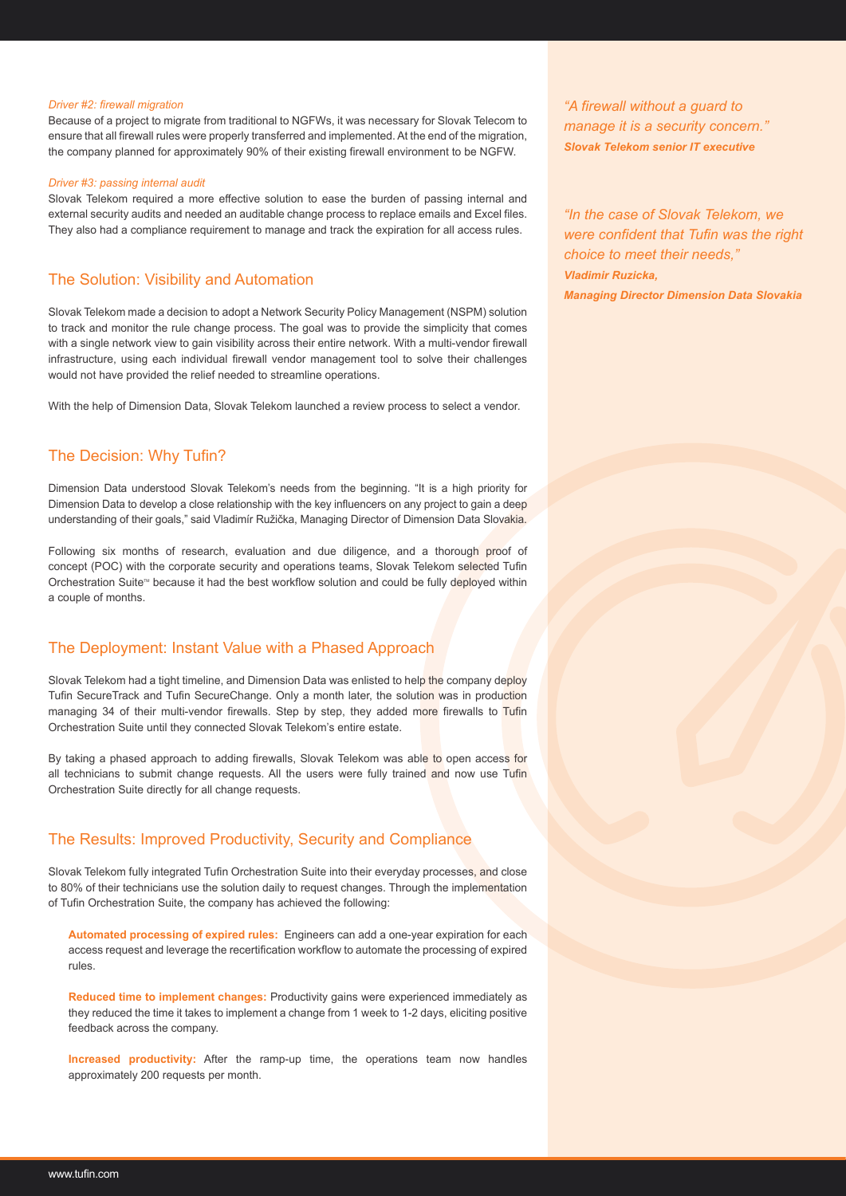*Driver #2: firewall migration*

Because of a project to migrate from traditional to NGFWs, it was necessary for Slovak Telecom to ensure that all firewall rules were properly transferred and implemented. At the end of the migration, the company planned for approximately 90% of their existing firewall environment to be NGFW.

*Driver #3: passing internal audit*

Slovak Telekom required a more effective solution to ease the burden of passing internal and external security audits and needed an auditable change process to replace emails and Excel files. They also had a compliance requirement to manage and track the expiration for all access rules.

## The Solution: Visibility and Automation

Slovak Telekom made a decision to adopt a Network Security Policy Management (NSPM) solution to track and monitor the rule change process. The goal was to provide the simplicity that comes with a single network view to gain visibility across their entire network. With a multi-vendor firewall infrastructure, using each individual firewall vendor management tool to solve their challenges would not have provided the relief needed to streamline operations.

With the help of Dimension Data, Slovak Telekom launched a review process to select a vendor.

## The Decision: Why Tufin?

Dimension Data understood Slovak Telekom's needs from the beginning. "It is a high priority for Dimension Data to develop a close relationship with the key influencers on any project to gain a deep understanding of their goals," said Vladimír Ružička, Managing Director of Dimension Data Slovakia.

Following six months of research, evaluation and due diligence, and a thorough proof of concept (POC) with the corporate security and operations teams, Slovak Telekom selected Tufin Orchestration Suite™ because it had the best workflow solution and could be fully deployed within a couple of months.

## The Deployment: Instant Value with a Phased Approach

Slovak Telekom had a tight timeline, and Dimension Data was enlisted to help the company deploy Tufin SecureTrack and Tufin SecureChange. Only a month later, the solution was in production managing 34 of their multi-vendor firewalls. Step by step, they added more firewalls to Tufin Orchestration Suite until they connected Slovak Telekom's entire estate.

By taking a phased approach to adding firewalls, Slovak Telekom was able to open access for all technicians to submit change requests. All the users were fully trained and now use Tufin Orchestration Suite directly for all change requests.

## The Results: Improved Productivity, Security and Compliance

Slovak Telekom fully integrated Tufin Orchestration Suite into their everyday processes, and close to 80% of their technicians use the solution daily to request changes. Through the implementation of Tufin Orchestration Suite, the company has achieved the following:

**Automated processing of expired rules:** Engineers can add a one-year expiration for each access request and leverage the recertification workflow to automate the processing of expired rules.

**Reduced time to implement changes:** Productivity gains were experienced immediately as they reduced the time it takes to implement a change from 1 week to 1-2 days, eliciting positive feedback across the company.

**Increased productivity:** After the ramp-up time, the operations team now handles approximately 200 requests per month.

*"A firewall without a guard to manage it is a security concern."*
***Slovak Telekom senior IT executive***

*"In the case of Slovak Telekom, we were confident that Tufin was the right choice to meet their needs,"*
***Vladimir Ruzicka,***
***Managing Director Dimension Data Slovakia***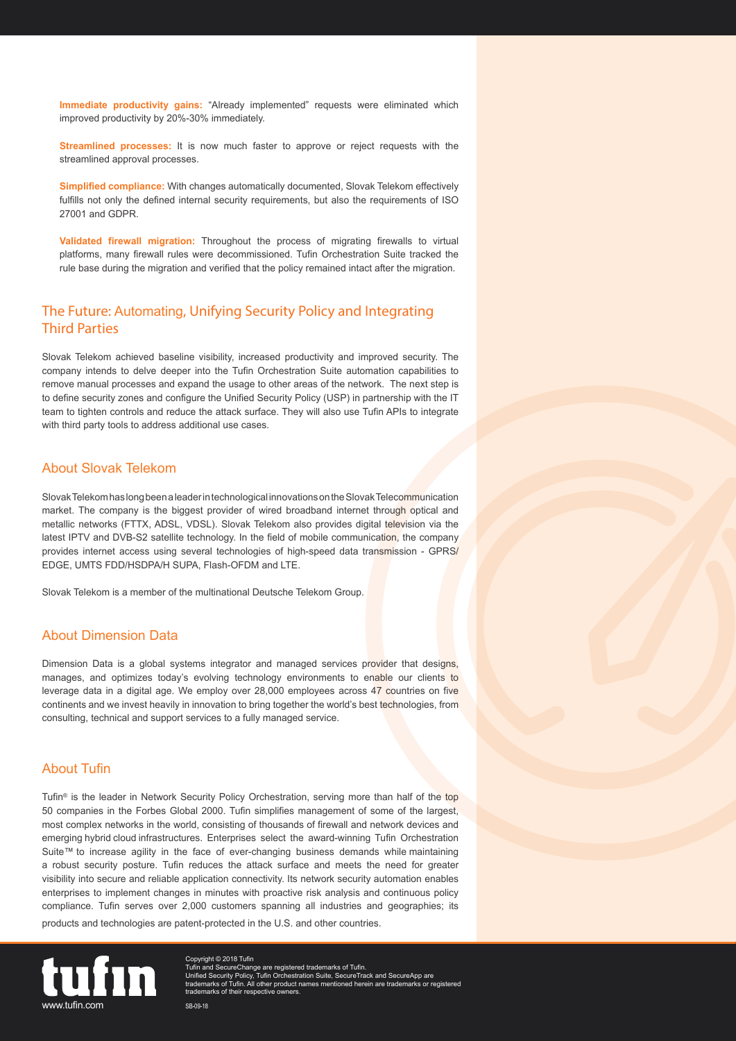**Immediate productivity gains:** "Already implemented" requests were eliminated which improved productivity by 20%-30% immediately.

**Streamlined processes:** It is now much faster to approve or reject requests with the streamlined approval processes.

**Simplified compliance:** With changes automatically documented, Slovak Telekom effectively fulfills not only the defined internal security requirements, but also the requirements of ISO 27001 and GDPR.

**Validated firewall migration:** Throughout the process of migrating firewalls to virtual platforms, many firewall rules were decommissioned. Tufin Orchestration Suite tracked the rule base during the migration and verified that the policy remained intact after the migration.

## The Future: Automating, Unifying Security Policy and Integrating Third Parties

Slovak Telekom achieved baseline visibility, increased productivity and improved security. The company intends to delve deeper into the Tufin Orchestration Suite automation capabilities to remove manual processes and expand the usage to other areas of the network. The next step is to define security zones and configure the Unified Security Policy (USP) in partnership with the IT team to tighten controls and reduce the attack surface. They will also use Tufin APIs to integrate with third party tools to address additional use cases.

## About Slovak Telekom

Slovak Telekom has long been a leader in technological innovations on the Slovak Telecommunication market. The company is the biggest provider of wired broadband internet through optical and metallic networks (FTTX, ADSL, VDSL). Slovak Telekom also provides digital television via the latest IPTV and DVB-S2 satellite technology. In the field of mobile communication, the company provides internet access using several technologies of high-speed data transmission - GPRS/EDGE, UMTS FDD/HSDPA/H SUPA, Flash-OFDM and LTE.

Slovak Telekom is a member of the multinational Deutsche Telekom Group.

## About Dimension Data

Dimension Data is a global systems integrator and managed services provider that designs, manages, and optimizes today's evolving technology environments to enable our clients to leverage data in a digital age. We employ over 28,000 employees across 47 countries on five continents and we invest heavily in innovation to bring together the world's best technologies, from consulting, technical and support services to a fully managed service.

## About Tufin

Tufin® is the leader in Network Security Policy Orchestration, serving more than half of the top 50 companies in the Forbes Global 2000. Tufin simplifies management of some of the largest, most complex networks in the world, consisting of thousands of firewall and network devices and emerging hybrid cloud infrastructures. Enterprises select the award-winning Tufin Orchestration Suite™ to increase agility in the face of ever-changing business demands while maintaining a robust security posture. Tufin reduces the attack surface and meets the need for greater visibility into secure and reliable application connectivity. Its network security automation enables enterprises to implement changes in minutes with proactive risk analysis and continuous policy compliance. Tufin serves over 2,000 customers spanning all industries and geographies; its products and technologies are patent-protected in the U.S. and other countries.

tufin
www.tufin.com

Copyright © 2018 Tufin
Tufin and SecureChange are registered trademarks of Tufin.
Unified Security Policy, Tufin Orchestration Suite, SecureTrack and SecureApp are trademarks of Tufin. All other product names mentioned herein are trademarks or registered trademarks of their respective owners.

SB-09-18